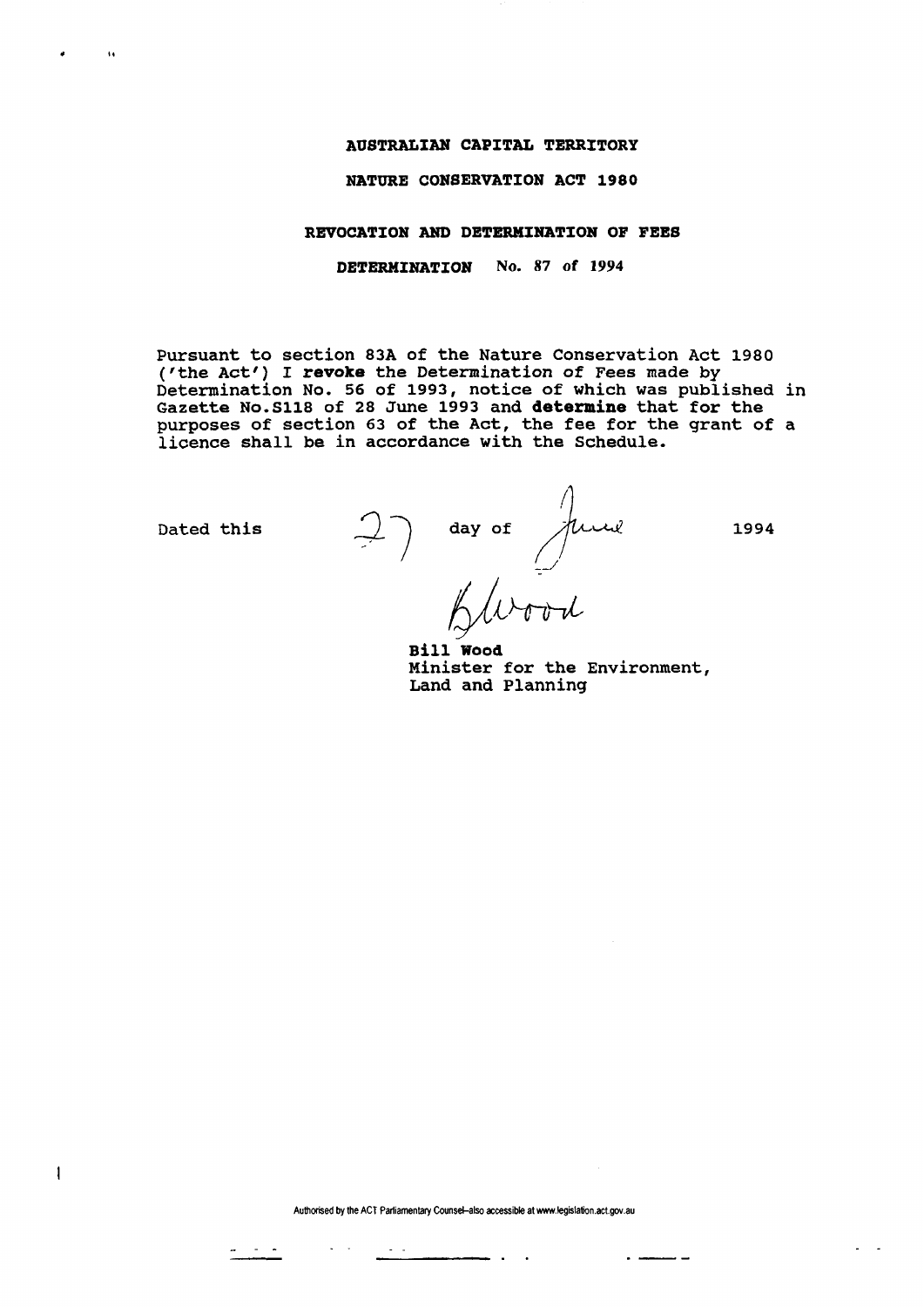# AUSTRALIAN CAPITAL TERRITORY

## NATURE CONSERVATION ACT 1980

### REVOCATION AND DETERMINATION OF FEES

**DETERMINATION** No. 87 of 1994

Pursuant to section 83A of the Nature Conservation Act 1980 ('the Act') I **revoke** the Determination of Fees made by Determination No. 56 of 1993, notice of which was published in Gazette No.S118 of 28 June 1993 and **determine** that for the purposes of section 63 of the Act, the fee for the grant of a licence shall be in accordance with the Schedule.

Dated this 27 day of June 1994

**Bill Wood**
Minister for the Environment,
Land and Planning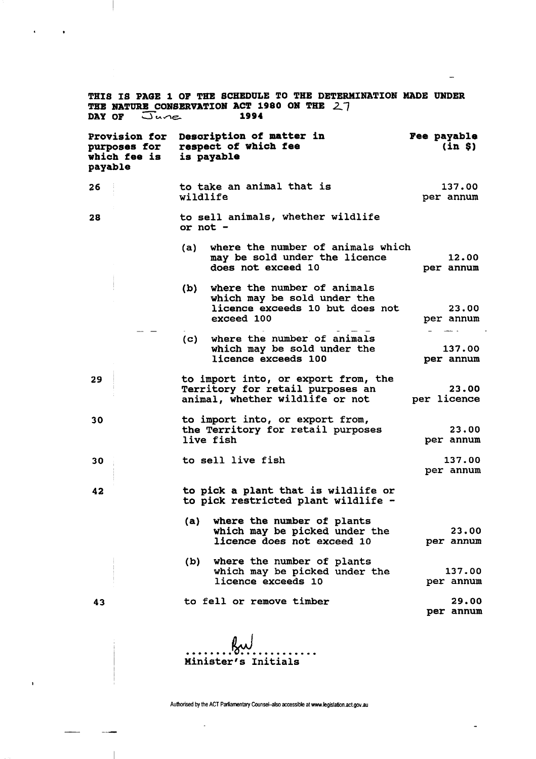**THIS IS PAGE 1 OF THE SCHEDULE TO THE DETERMINATION MADE UNDER THE NATURE CONSERVATION ACT 1980 ON THE 27 DAY OF June 1994**

| Provision for purposes for which fee is payable | Description of matter in respect of which fee is payable | Fee payable (in $) |
|---|---|---|
| 26 | to take an animal that is wildlife | 137.00 per annum |
| 28 | to sell animals, whether wildlife or not - | |
| | (a) where the number of animals which may be sold under the licence does not exceed 10 | 12.00 per annum |
| | (b) where the number of animals which may be sold under the licence exceeds 10 but does not exceed 100 | 23.00 per annum |
| | (c) where the number of animals which may be sold under the licence exceeds 100 | 137.00 per annum |
| 29 | to import into, or export from, the Territory for retail purposes an animal, whether wildlife or not | 23.00 per licence |
| 30 | to import into, or export from, the Territory for retail purposes live fish | 23.00 per annum |
| 30 | to sell live fish | 137.00 per annum |
| 42 | to pick a plant that is wildlife or to pick restricted plant wildlife - | |
| | (a) where the number of plants which may be picked under the licence does not exceed 10 | 23.00 per annum |
| | (b) where the number of plants which may be picked under the licence exceeds 10 | 137.00 per annum |
| 43 | to fell or remove timber | 29.00 per annum |

........BW..........
Minister's Initials

Authorised by the ACT Parliamentary Counsel–also accessible at www.legislation.act.gov.au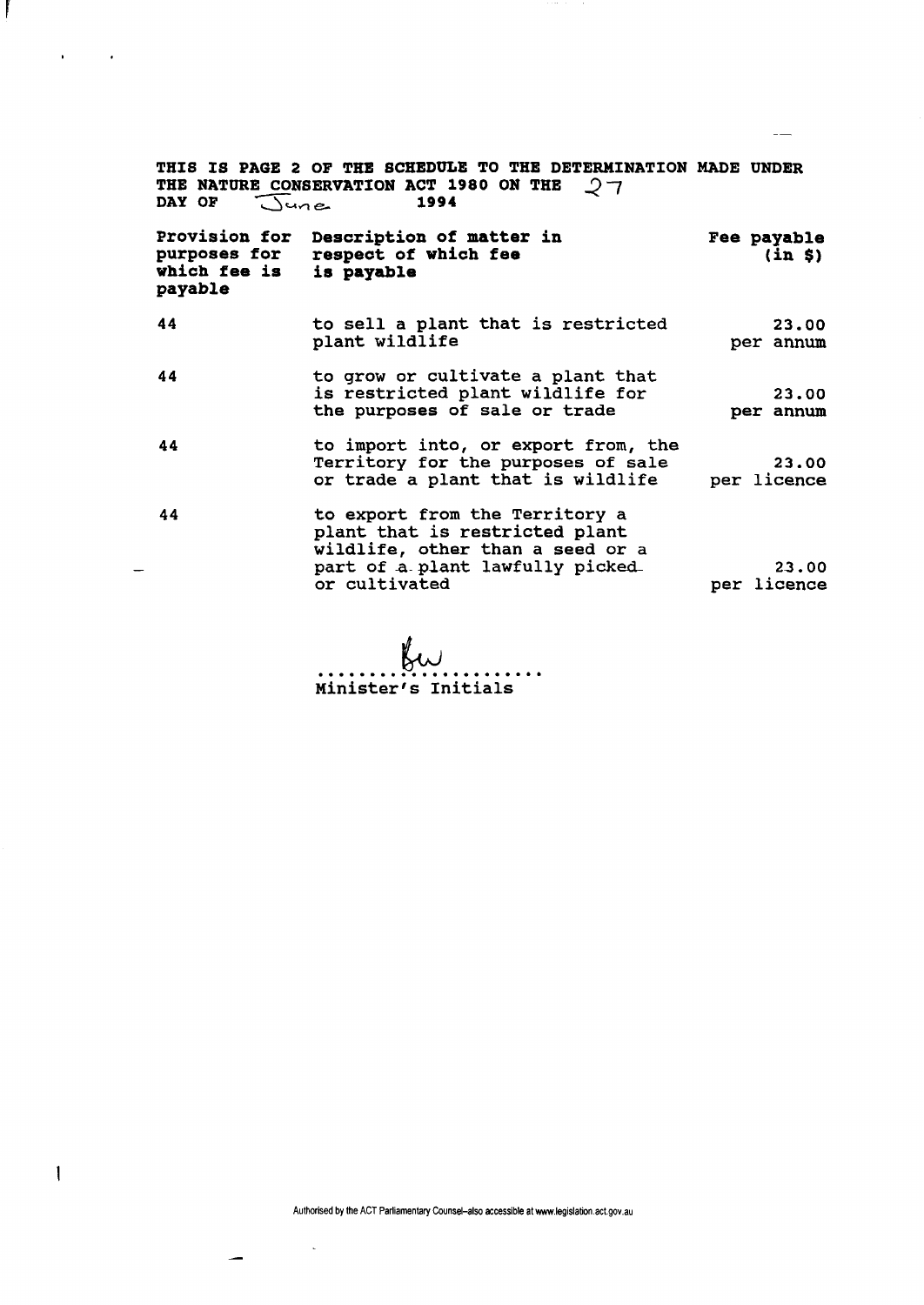**THIS IS PAGE 2 OF THE SCHEDULE TO THE DETERMINATION MADE UNDER THE NATURE CONSERVATION ACT 1980 ON THE 27 DAY OF June 1994**

| Provision for purposes for which fee is payable | Description of matter in respect of which fee is payable | Fee payable (in $) |
|---|---|---|
| 44 | to sell a plant that is restricted plant wildlife | 23.00 per annum |
| 44 | to grow or cultivate a plant that is restricted plant wildlife for the purposes of sale or trade | 23.00 per annum |
| 44 | to import into, or export from, the Territory for the purposes of sale or trade a plant that is wildlife | 23.00 per licence |
| 44 | to export from the Territory a plant that is restricted plant wildlife, other than a seed or a part of a plant lawfully picked or cultivated | 23.00 per licence |

KW

......................

Minister's Initials

Authorised by the ACT Parliamentary Counsel–also accessible at www.legislation.act.gov.au